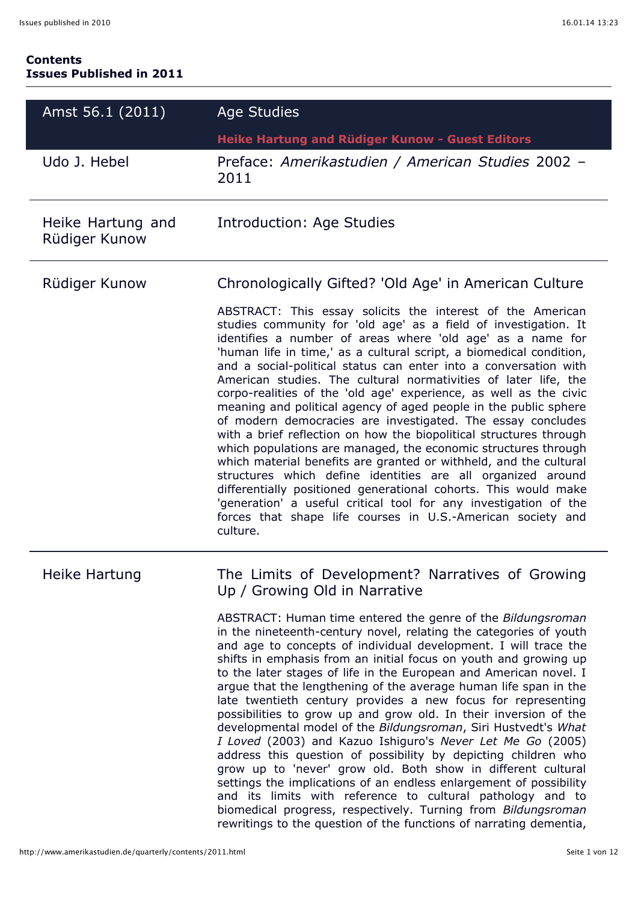**Contents**
**Issues Published in 2011**

## Amst 56.1 (2011) — Age Studies

**Heike Hartung and Rüdiger Kunow - Guest Editors**

---

Udo J. Hebel

Preface: *Amerikastudien / American Studies* 2002 – 2011

---

Heike Hartung and Rüdiger Kunow

Introduction: Age Studies

---

Rüdiger Kunow

### Chronologically Gifted? 'Old Age' in American Culture

ABSTRACT: This essay solicits the interest of the American studies community for 'old age' as a field of investigation. It identifies a number of areas where 'old age' as a name for 'human life in time,' as a cultural script, a biomedical condition, and a social-political status can enter into a conversation with American studies. The cultural normativities of later life, the corpo-realities of the 'old age' experience, as well as the civic meaning and political agency of aged people in the public sphere of modern democracies are investigated. The essay concludes with a brief reflection on how the biopolitical structures through which populations are managed, the economic structures through which material benefits are granted or withheld, and the cultural structures which define identities are all organized around differentially positioned generational cohorts. This would make 'generation' a useful critical tool for any investigation of the forces that shape life courses in U.S.-American society and culture.

---

Heike Hartung

### The Limits of Development? Narratives of Growing Up / Growing Old in Narrative

ABSTRACT: Human time entered the genre of the *Bildungsroman* in the nineteenth-century novel, relating the categories of youth and age to concepts of individual development. I will trace the shifts in emphasis from an initial focus on youth and growing up to the later stages of life in the European and American novel. I argue that the lengthening of the average human life span in the late twentieth century provides a new focus for representing possibilities to grow up and grow old. In their inversion of the developmental model of the *Bildungsroman*, Siri Hustvedt's *What I Loved* (2003) and Kazuo Ishiguro's *Never Let Me Go* (2005) address this question of possibility by depicting children who grow up to 'never' grow old. Both show in different cultural settings the implications of an endless enlargement of possibility and its limits with reference to cultural pathology and to biomedical progress, respectively. Turning from *Bildungsroman* rewritings to the question of the functions of narrating dementia,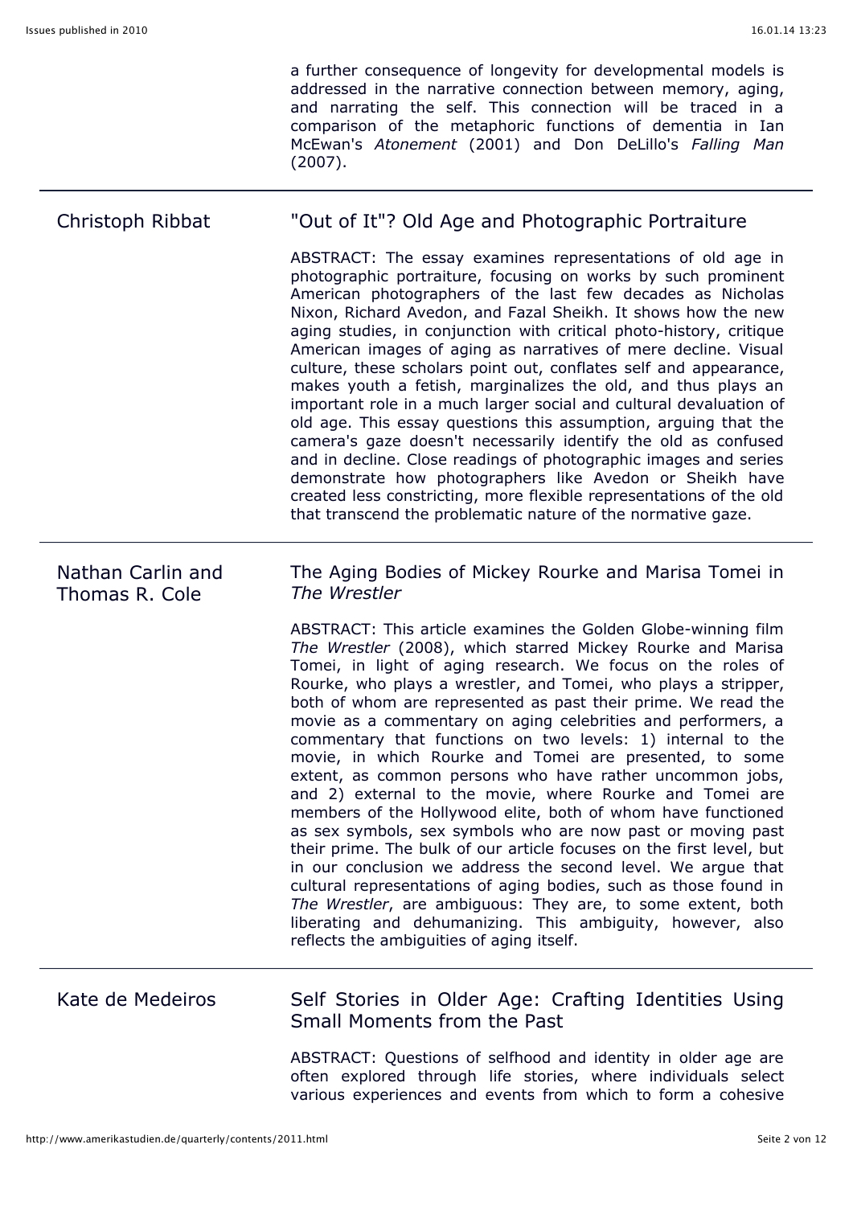a further consequence of longevity for developmental models is addressed in the narrative connection between memory, aging, and narrating the self. This connection will be traced in a comparison of the metaphoric functions of dementia in Ian McEwan's *Atonement* (2001) and Don DeLillo's *Falling Man* (2007).

---

Christoph Ribbat

## "Out of It"? Old Age and Photographic Portraiture

ABSTRACT: The essay examines representations of old age in photographic portraiture, focusing on works by such prominent American photographers of the last few decades as Nicholas Nixon, Richard Avedon, and Fazal Sheikh. It shows how the new aging studies, in conjunction with critical photo-history, critique American images of aging as narratives of mere decline. Visual culture, these scholars point out, conflates self and appearance, makes youth a fetish, marginalizes the old, and thus plays an important role in a much larger social and cultural devaluation of old age. This essay questions this assumption, arguing that the camera's gaze doesn't necessarily identify the old as confused and in decline. Close readings of photographic images and series demonstrate how photographers like Avedon or Sheikh have created less constricting, more flexible representations of the old that transcend the problematic nature of the normative gaze.

---

Nathan Carlin and Thomas R. Cole

## The Aging Bodies of Mickey Rourke and Marisa Tomei in *The Wrestler*

ABSTRACT: This article examines the Golden Globe-winning film *The Wrestler* (2008), which starred Mickey Rourke and Marisa Tomei, in light of aging research. We focus on the roles of Rourke, who plays a wrestler, and Tomei, who plays a stripper, both of whom are represented as past their prime. We read the movie as a commentary on aging celebrities and performers, a commentary that functions on two levels: 1) internal to the movie, in which Rourke and Tomei are presented, to some extent, as common persons who have rather uncommon jobs, and 2) external to the movie, where Rourke and Tomei are members of the Hollywood elite, both of whom have functioned as sex symbols, sex symbols who are now past or moving past their prime. The bulk of our article focuses on the first level, but in our conclusion we address the second level. We argue that cultural representations of aging bodies, such as those found in *The Wrestler*, are ambiguous: They are, to some extent, both liberating and dehumanizing. This ambiguity, however, also reflects the ambiguities of aging itself.

---

Kate de Medeiros

## Self Stories in Older Age: Crafting Identities Using Small Moments from the Past

ABSTRACT: Questions of selfhood and identity in older age are often explored through life stories, where individuals select various experiences and events from which to form a cohesive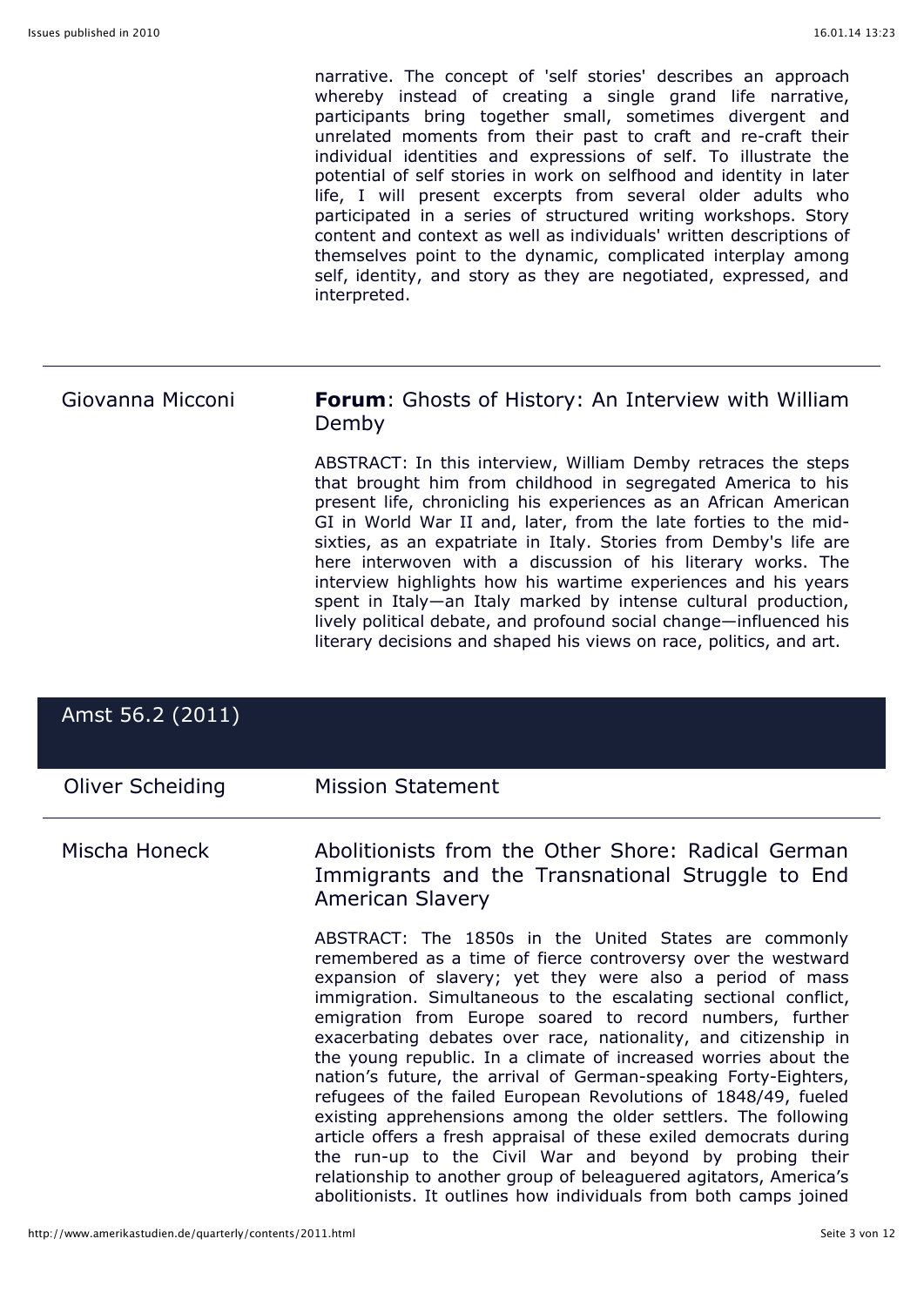narrative. The concept of 'self stories' describes an approach whereby instead of creating a single grand life narrative, participants bring together small, sometimes divergent and unrelated moments from their past to craft and re-craft their individual identities and expressions of self. To illustrate the potential of self stories in work on selfhood and identity in later life, I will present excerpts from several older adults who participated in a series of structured writing workshops. Story content and context as well as individuals' written descriptions of themselves point to the dynamic, complicated interplay among self, identity, and story as they are negotiated, expressed, and interpreted.

---

Giovanna Micconi

**Forum**: Ghosts of History: An Interview with William Demby

ABSTRACT: In this interview, William Demby retraces the steps that brought him from childhood in segregated America to his present life, chronicling his experiences as an African American GI in World War II and, later, from the late forties to the mid-sixties, as an expatriate in Italy. Stories from Demby's life are here interwoven with a discussion of his literary works. The interview highlights how his wartime experiences and his years spent in Italy—an Italy marked by intense cultural production, lively political debate, and profound social change—influenced his literary decisions and shaped his views on race, politics, and art.

## Amst 56.2 (2011)

Oliver Scheiding

Mission Statement

---

Mischa Honeck

Abolitionists from the Other Shore: Radical German Immigrants and the Transnational Struggle to End American Slavery

ABSTRACT: The 1850s in the United States are commonly remembered as a time of fierce controversy over the westward expansion of slavery; yet they were also a period of mass immigration. Simultaneous to the escalating sectional conflict, emigration from Europe soared to record numbers, further exacerbating debates over race, nationality, and citizenship in the young republic. In a climate of increased worries about the nation's future, the arrival of German-speaking Forty-Eighters, refugees of the failed European Revolutions of 1848/49, fueled existing apprehensions among the older settlers. The following article offers a fresh appraisal of these exiled democrats during the run-up to the Civil War and beyond by probing their relationship to another group of beleaguered agitators, America's abolitionists. It outlines how individuals from both camps joined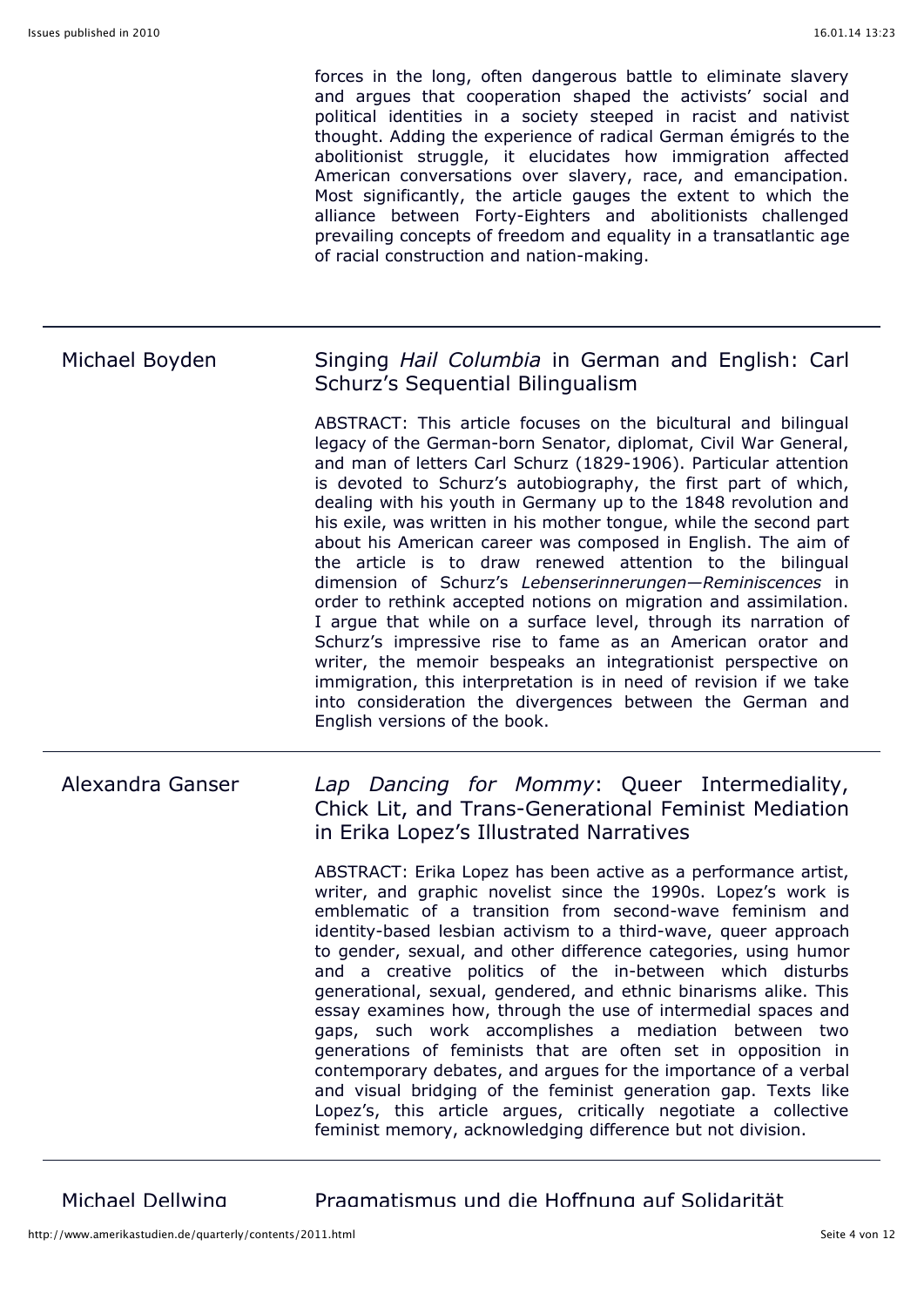forces in the long, often dangerous battle to eliminate slavery and argues that cooperation shaped the activists' social and political identities in a society steeped in racist and nativist thought. Adding the experience of radical German émigrés to the abolitionist struggle, it elucidates how immigration affected American conversations over slavery, race, and emancipation. Most significantly, the article gauges the extent to which the alliance between Forty-Eighters and abolitionists challenged prevailing concepts of freedom and equality in a transatlantic age of racial construction and nation-making.

---

Michael Boyden

## Singing *Hail Columbia* in German and English: Carl Schurz's Sequential Bilingualism

ABSTRACT: This article focuses on the bicultural and bilingual legacy of the German-born Senator, diplomat, Civil War General, and man of letters Carl Schurz (1829-1906). Particular attention is devoted to Schurz's autobiography, the first part of which, dealing with his youth in Germany up to the 1848 revolution and his exile, was written in his mother tongue, while the second part about his American career was composed in English. The aim of the article is to draw renewed attention to the bilingual dimension of Schurz's *Lebenserinnerungen—Reminiscences* in order to rethink accepted notions on migration and assimilation. I argue that while on a surface level, through its narration of Schurz's impressive rise to fame as an American orator and writer, the memoir bespeaks an integrationist perspective on immigration, this interpretation is in need of revision if we take into consideration the divergences between the German and English versions of the book.

---

Alexandra Ganser

## *Lap Dancing for Mommy*: Queer Intermediality, Chick Lit, and Trans-Generational Feminist Mediation in Erika Lopez's Illustrated Narratives

ABSTRACT: Erika Lopez has been active as a performance artist, writer, and graphic novelist since the 1990s. Lopez's work is emblematic of a transition from second-wave feminism and identity-based lesbian activism to a third-wave, queer approach to gender, sexual, and other difference categories, using humor and a creative politics of the in-between which disturbs generational, sexual, gendered, and ethnic binarisms alike. This essay examines how, through the use of intermedial spaces and gaps, such work accomplishes a mediation between two generations of feminists that are often set in opposition in contemporary debates, and argues for the importance of a verbal and visual bridging of the feminist generation gap. Texts like Lopez's, this article argues, critically negotiate a collective feminist memory, acknowledging difference but not division.

---

Michael Dellwing

## Pragmatismus und die Hoffnung auf Solidarität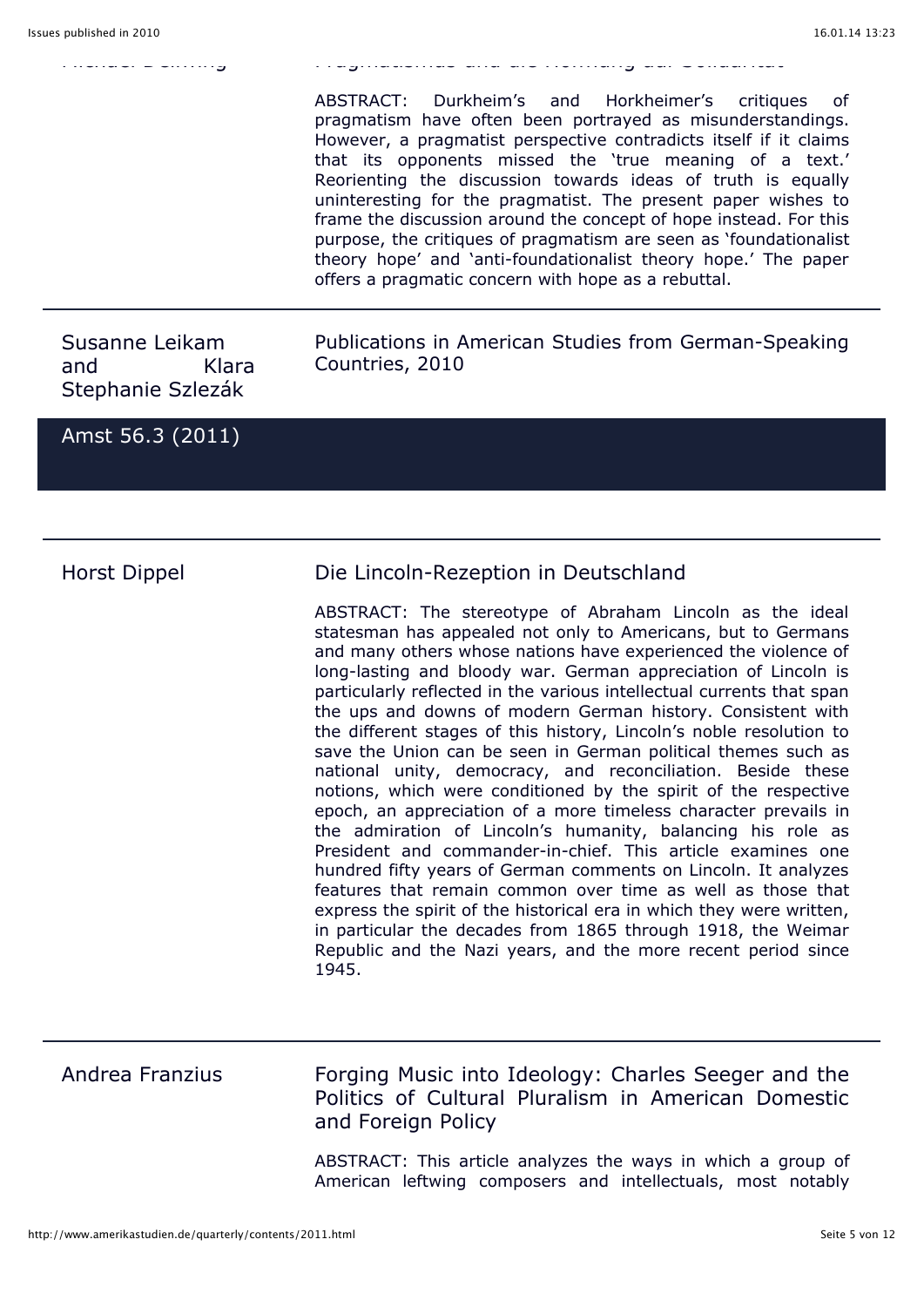ABSTRACT: Durkheim's and Horkheimer's critiques of pragmatism have often been portrayed as misunderstandings. However, a pragmatist perspective contradicts itself if it claims that its opponents missed the 'true meaning of a text.' Reorienting the discussion towards ideas of truth is equally uninteresting for the pragmatist. The present paper wishes to frame the discussion around the concept of hope instead. For this purpose, the critiques of pragmatism are seen as 'foundationalist theory hope' and 'anti-foundationalist theory hope.' The paper offers a pragmatic concern with hope as a rebuttal.

---

Susanne Leikam and Klara Stephanie Szlezák

Publications in American Studies from German-Speaking Countries, 2010

## Amst 56.3 (2011)

---

Horst Dippel

### Die Lincoln-Rezeption in Deutschland

ABSTRACT: The stereotype of Abraham Lincoln as the ideal statesman has appealed not only to Americans, but to Germans and many others whose nations have experienced the violence of long-lasting and bloody war. German appreciation of Lincoln is particularly reflected in the various intellectual currents that span the ups and downs of modern German history. Consistent with the different stages of this history, Lincoln's noble resolution to save the Union can be seen in German political themes such as national unity, democracy, and reconciliation. Beside these notions, which were conditioned by the spirit of the respective epoch, an appreciation of a more timeless character prevails in the admiration of Lincoln's humanity, balancing his role as President and commander-in-chief. This article examines one hundred fifty years of German comments on Lincoln. It analyzes features that remain common over time as well as those that express the spirit of the historical era in which they were written, in particular the decades from 1865 through 1918, the Weimar Republic and the Nazi years, and the more recent period since 1945.

---

Andrea Franzius

### Forging Music into Ideology: Charles Seeger and the Politics of Cultural Pluralism in American Domestic and Foreign Policy

ABSTRACT: This article analyzes the ways in which a group of American leftwing composers and intellectuals, most notably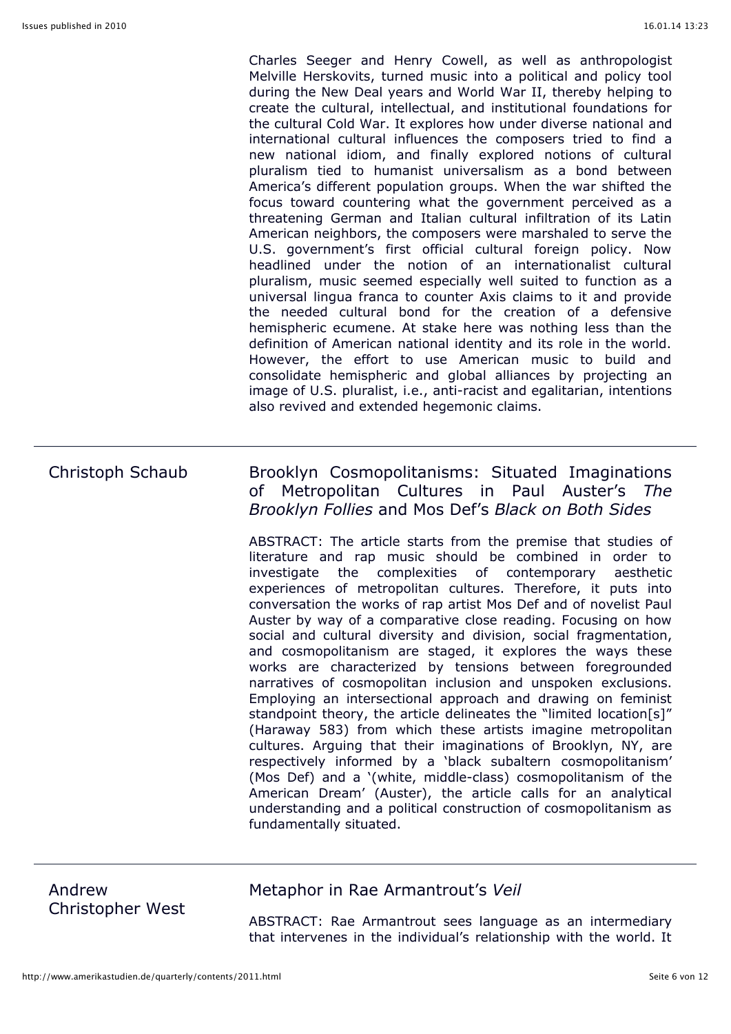Charles Seeger and Henry Cowell, as well as anthropologist Melville Herskovits, turned music into a political and policy tool during the New Deal years and World War II, thereby helping to create the cultural, intellectual, and institutional foundations for the cultural Cold War. It explores how under diverse national and international cultural influences the composers tried to find a new national idiom, and finally explored notions of cultural pluralism tied to humanist universalism as a bond between America's different population groups. When the war shifted the focus toward countering what the government perceived as a threatening German and Italian cultural infiltration of its Latin American neighbors, the composers were marshaled to serve the U.S. government's first official cultural foreign policy. Now headlined under the notion of an internationalist cultural pluralism, music seemed especially well suited to function as a universal lingua franca to counter Axis claims to it and provide the needed cultural bond for the creation of a defensive hemispheric ecumene. At stake here was nothing less than the definition of American national identity and its role in the world. However, the effort to use American music to build and consolidate hemispheric and global alliances by projecting an image of U.S. pluralist, i.e., anti-racist and egalitarian, intentions also revived and extended hegemonic claims.

---

Christoph Schaub

## Brooklyn Cosmopolitanisms: Situated Imaginations of Metropolitan Cultures in Paul Auster's *The Brooklyn Follies* and Mos Def's *Black on Both Sides*

ABSTRACT: The article starts from the premise that studies of literature and rap music should be combined in order to investigate the complexities of contemporary aesthetic experiences of metropolitan cultures. Therefore, it puts into conversation the works of rap artist Mos Def and of novelist Paul Auster by way of a comparative close reading. Focusing on how social and cultural diversity and division, social fragmentation, and cosmopolitanism are staged, it explores the ways these works are characterized by tensions between foregrounded narratives of cosmopolitan inclusion and unspoken exclusions. Employing an intersectional approach and drawing on feminist standpoint theory, the article delineates the "limited location[s]" (Haraway 583) from which these artists imagine metropolitan cultures. Arguing that their imaginations of Brooklyn, NY, are respectively informed by a 'black subaltern cosmopolitanism' (Mos Def) and a '(white, middle-class) cosmopolitanism of the American Dream' (Auster), the article calls for an analytical understanding and a political construction of cosmopolitanism as fundamentally situated.

---

Andrew Christopher West

## Metaphor in Rae Armantrout's *Veil*

ABSTRACT: Rae Armantrout sees language as an intermediary that intervenes in the individual's relationship with the world. It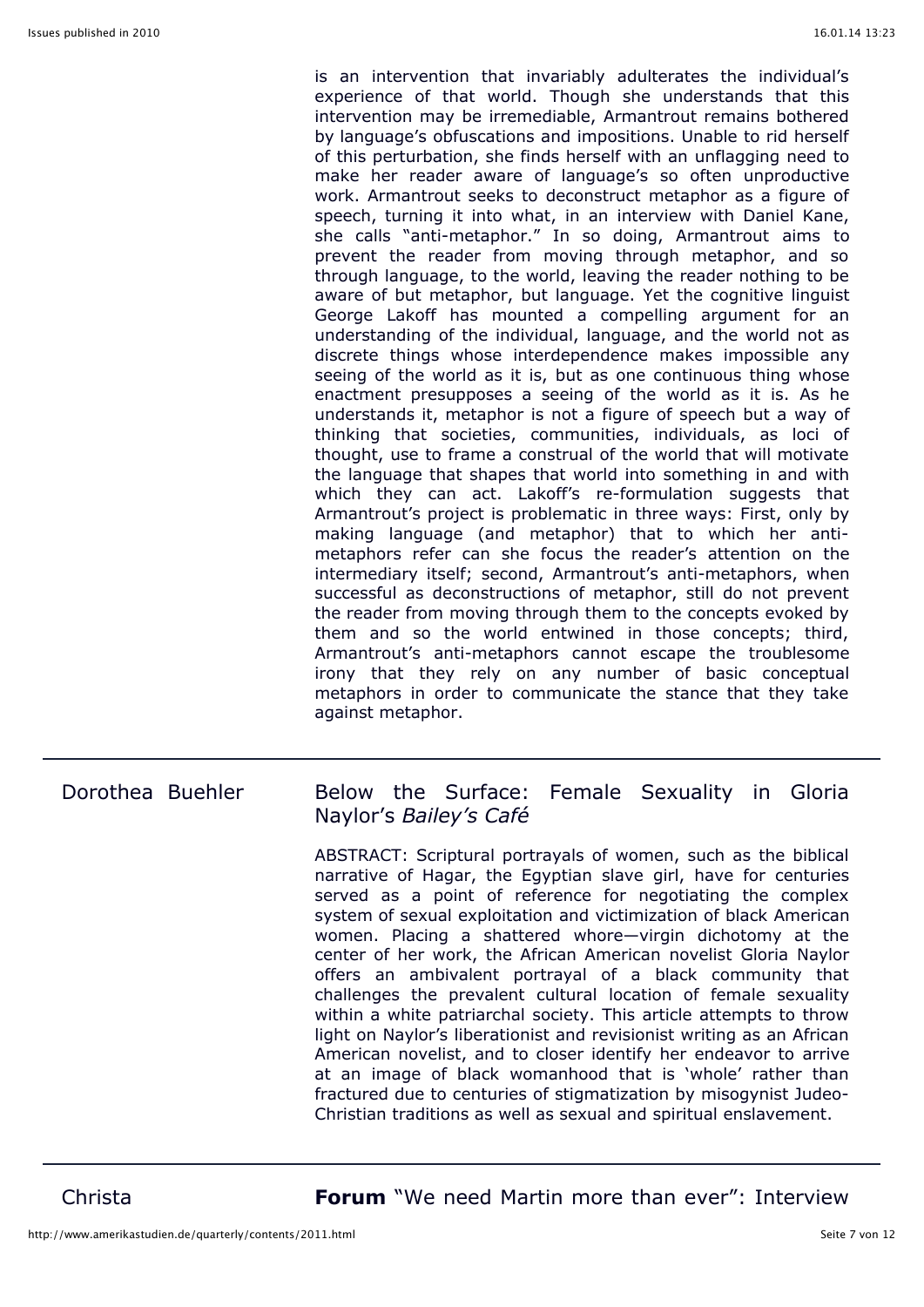is an intervention that invariably adulterates the individual's experience of that world. Though she understands that this intervention may be irremediable, Armantrout remains bothered by language's obfuscations and impositions. Unable to rid herself of this perturbation, she finds herself with an unflagging need to make her reader aware of language's so often unproductive work. Armantrout seeks to deconstruct metaphor as a figure of speech, turning it into what, in an interview with Daniel Kane, she calls "anti-metaphor." In so doing, Armantrout aims to prevent the reader from moving through metaphor, and so through language, to the world, leaving the reader nothing to be aware of but metaphor, but language. Yet the cognitive linguist George Lakoff has mounted a compelling argument for an understanding of the individual, language, and the world not as discrete things whose interdependence makes impossible any seeing of the world as it is, but as one continuous thing whose enactment presupposes a seeing of the world as it is. As he understands it, metaphor is not a figure of speech but a way of thinking that societies, communities, individuals, as loci of thought, use to frame a construal of the world that will motivate the language that shapes that world into something in and with which they can act. Lakoff's re-formulation suggests that Armantrout's project is problematic in three ways: First, only by making language (and metaphor) that to which her anti-metaphors refer can she focus the reader's attention on the intermediary itself; second, Armantrout's anti-metaphors, when successful as deconstructions of metaphor, still do not prevent the reader from moving through them to the concepts evoked by them and so the world entwined in those concepts; third, Armantrout's anti-metaphors cannot escape the troublesome irony that they rely on any number of basic conceptual metaphors in order to communicate the stance that they take against metaphor.

---

Dorothea Buehler

## Below the Surface: Female Sexuality in Gloria Naylor's *Bailey's Café*

ABSTRACT: Scriptural portrayals of women, such as the biblical narrative of Hagar, the Egyptian slave girl, have for centuries served as a point of reference for negotiating the complex system of sexual exploitation and victimization of black American women. Placing a shattered whore—virgin dichotomy at the center of her work, the African American novelist Gloria Naylor offers an ambivalent portrayal of a black community that challenges the prevalent cultural location of female sexuality within a white patriarchal society. This article attempts to throw light on Naylor's liberationist and revisionist writing as an African American novelist, and to closer identify her endeavor to arrive at an image of black womanhood that is 'whole' rather than fractured due to centuries of stigmatization by misogynist Judeo-Christian traditions as well as sexual and spiritual enslavement.

---

Christa

**Forum** "We need Martin more than ever": Interview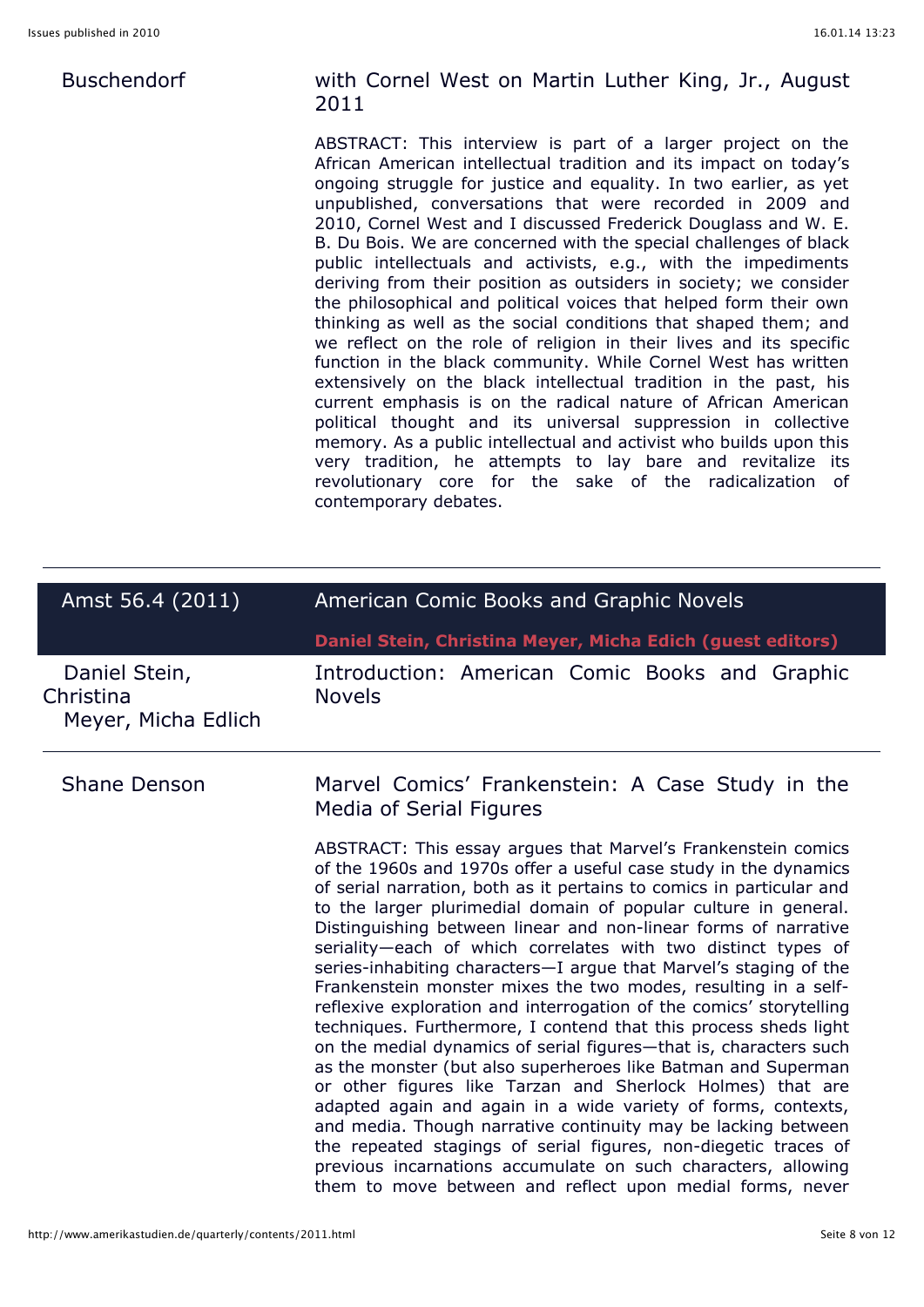**Buschendorf**

### with Cornel West on Martin Luther King, Jr., August 2011

ABSTRACT: This interview is part of a larger project on the African American intellectual tradition and its impact on today's ongoing struggle for justice and equality. In two earlier, as yet unpublished, conversations that were recorded in 2009 and 2010, Cornel West and I discussed Frederick Douglass and W. E. B. Du Bois. We are concerned with the special challenges of black public intellectuals and activists, e.g., with the impediments deriving from their position as outsiders in society; we consider the philosophical and political voices that helped form their own thinking as well as the social conditions that shaped them; and we reflect on the role of religion in their lives and its specific function in the black community. While Cornel West has written extensively on the black intellectual tradition in the past, his current emphasis is on the radical nature of African American political thought and its universal suppression in collective memory. As a public intellectual and activist who builds upon this very tradition, he attempts to lay bare and revitalize its revolutionary core for the sake of the radicalization of contemporary debates.

---

## Amst 56.4 (2011) — American Comic Books and Graphic Novels

**Daniel Stein, Christina Meyer, Micha Edich (guest editors)**

**Daniel Stein, Christina Meyer, Micha Edlich**

### Introduction: American Comic Books and Graphic Novels

---

**Shane Denson**

### Marvel Comics' Frankenstein: A Case Study in the Media of Serial Figures

ABSTRACT: This essay argues that Marvel's Frankenstein comics of the 1960s and 1970s offer a useful case study in the dynamics of serial narration, both as it pertains to comics in particular and to the larger plurimedial domain of popular culture in general. Distinguishing between linear and non-linear forms of narrative seriality—each of which correlates with two distinct types of series-inhabiting characters—I argue that Marvel's staging of the Frankenstein monster mixes the two modes, resulting in a self-reflexive exploration and interrogation of the comics' storytelling techniques. Furthermore, I contend that this process sheds light on the medial dynamics of serial figures—that is, characters such as the monster (but also superheroes like Batman and Superman or other figures like Tarzan and Sherlock Holmes) that are adapted again and again in a wide variety of forms, contexts, and media. Though narrative continuity may be lacking between the repeated stagings of serial figures, non-diegetic traces of previous incarnations accumulate on such characters, allowing them to move between and reflect upon medial forms, never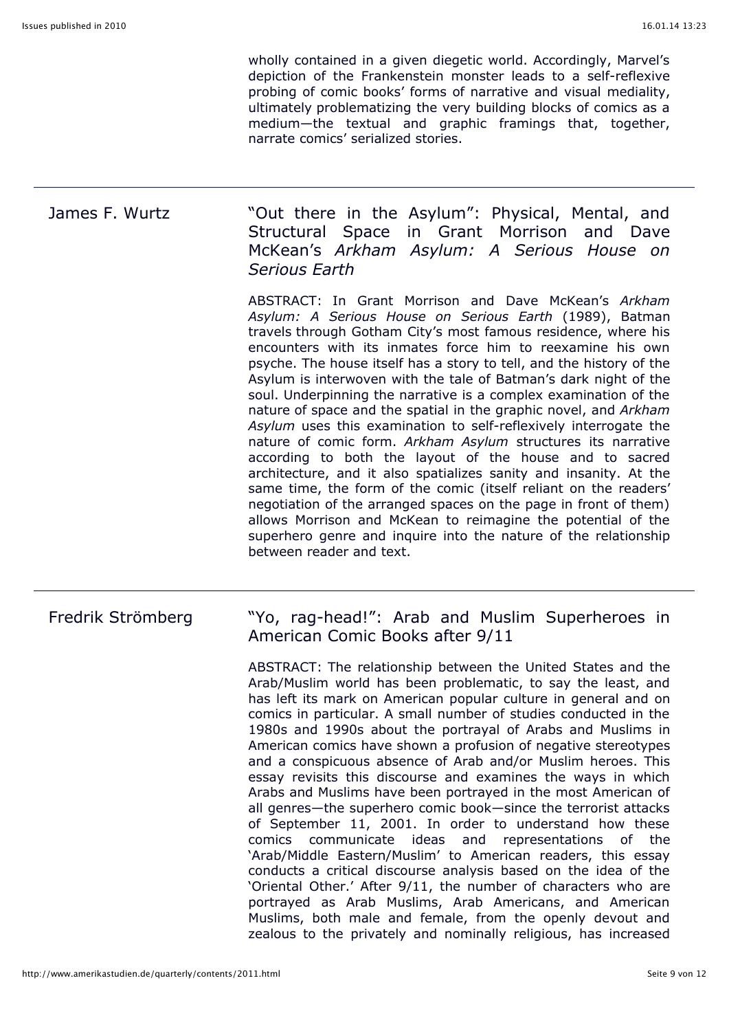wholly contained in a given diegetic world. Accordingly, Marvel's depiction of the Frankenstein monster leads to a self-reflexive probing of comic books' forms of narrative and visual mediality, ultimately problematizing the very building blocks of comics as a medium—the textual and graphic framings that, together, narrate comics' serialized stories.

---

James F. Wurtz

## "Out there in the Asylum": Physical, Mental, and Structural Space in Grant Morrison and Dave McKean's *Arkham Asylum: A Serious House on Serious Earth*

ABSTRACT: In Grant Morrison and Dave McKean's *Arkham Asylum: A Serious House on Serious Earth* (1989), Batman travels through Gotham City's most famous residence, where his encounters with its inmates force him to reexamine his own psyche. The house itself has a story to tell, and the history of the Asylum is interwoven with the tale of Batman's dark night of the soul. Underpinning the narrative is a complex examination of the nature of space and the spatial in the graphic novel, and *Arkham Asylum* uses this examination to self-reflexively interrogate the nature of comic form. *Arkham Asylum* structures its narrative according to both the layout of the house and to sacred architecture, and it also spatializes sanity and insanity. At the same time, the form of the comic (itself reliant on the readers' negotiation of the arranged spaces on the page in front of them) allows Morrison and McKean to reimagine the potential of the superhero genre and inquire into the nature of the relationship between reader and text.

---

Fredrik Strömberg

## "Yo, rag-head!": Arab and Muslim Superheroes in American Comic Books after 9/11

ABSTRACT: The relationship between the United States and the Arab/Muslim world has been problematic, to say the least, and has left its mark on American popular culture in general and on comics in particular. A small number of studies conducted in the 1980s and 1990s about the portrayal of Arabs and Muslims in American comics have shown a profusion of negative stereotypes and a conspicuous absence of Arab and/or Muslim heroes. This essay revisits this discourse and examines the ways in which Arabs and Muslims have been portrayed in the most American of all genres—the superhero comic book—since the terrorist attacks of September 11, 2001. In order to understand how these comics communicate ideas and representations of the 'Arab/Middle Eastern/Muslim' to American readers, this essay conducts a critical discourse analysis based on the idea of the 'Oriental Other.' After 9/11, the number of characters who are portrayed as Arab Muslims, Arab Americans, and American Muslims, both male and female, from the openly devout and zealous to the privately and nominally religious, has increased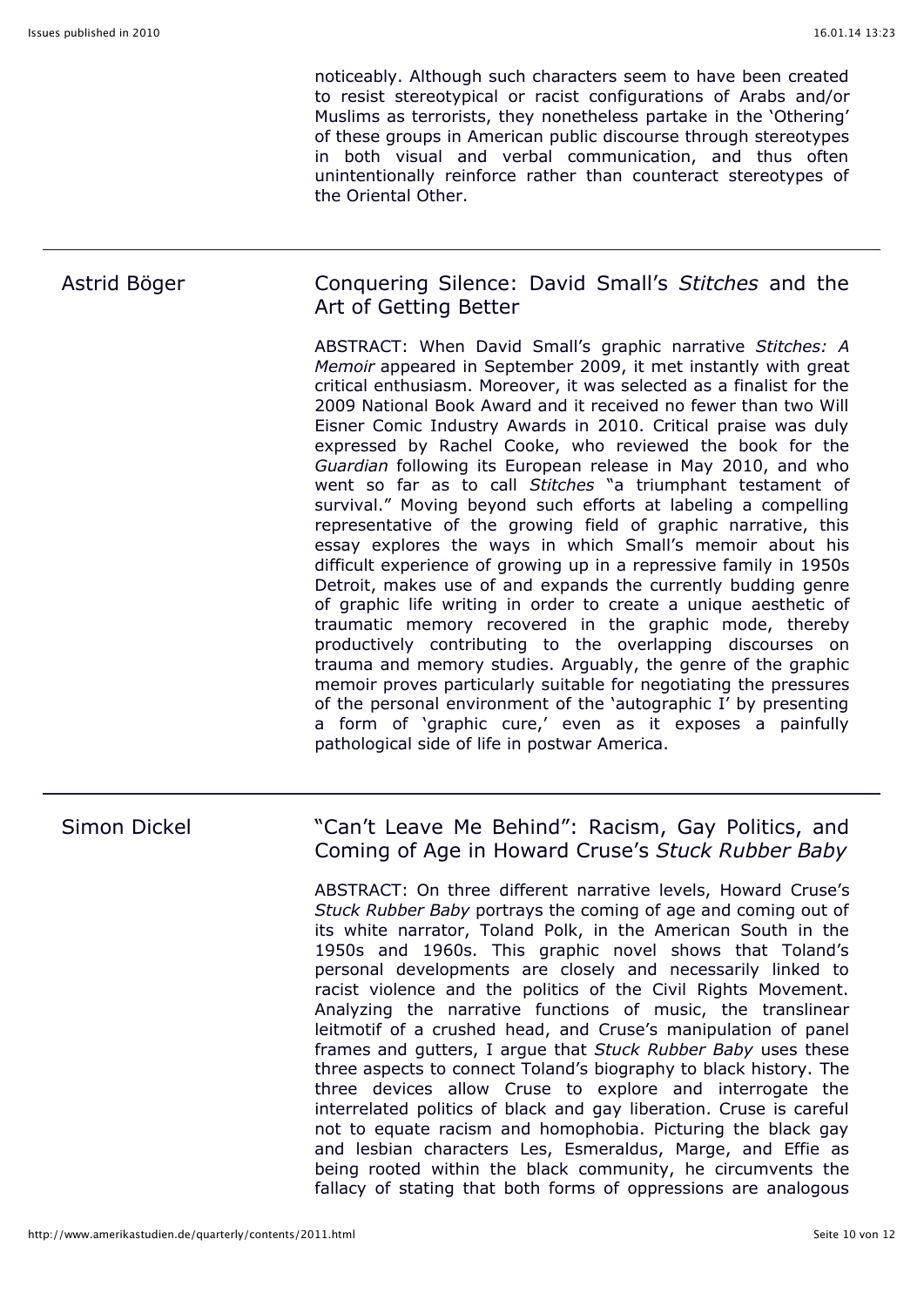noticeably. Although such characters seem to have been created to resist stereotypical or racist configurations of Arabs and/or Muslims as terrorists, they nonetheless partake in the 'Othering' of these groups in American public discourse through stereotypes in both visual and verbal communication, and thus often unintentionally reinforce rather than counteract stereotypes of the Oriental Other.

---

Astrid Böger

## Conquering Silence: David Small's *Stitches* and the Art of Getting Better

ABSTRACT: When David Small's graphic narrative *Stitches: A Memoir* appeared in September 2009, it met instantly with great critical enthusiasm. Moreover, it was selected as a finalist for the 2009 National Book Award and it received no fewer than two Will Eisner Comic Industry Awards in 2010. Critical praise was duly expressed by Rachel Cooke, who reviewed the book for the *Guardian* following its European release in May 2010, and who went so far as to call *Stitches* "a triumphant testament of survival." Moving beyond such efforts at labeling a compelling representative of the growing field of graphic narrative, this essay explores the ways in which Small's memoir about his difficult experience of growing up in a repressive family in 1950s Detroit, makes use of and expands the currently budding genre of graphic life writing in order to create a unique aesthetic of traumatic memory recovered in the graphic mode, thereby productively contributing to the overlapping discourses on trauma and memory studies. Arguably, the genre of the graphic memoir proves particularly suitable for negotiating the pressures of the personal environment of the 'autographic I' by presenting a form of 'graphic cure,' even as it exposes a painfully pathological side of life in postwar America.

---

Simon Dickel

## "Can't Leave Me Behind": Racism, Gay Politics, and Coming of Age in Howard Cruse's *Stuck Rubber Baby*

ABSTRACT: On three different narrative levels, Howard Cruse's *Stuck Rubber Baby* portrays the coming of age and coming out of its white narrator, Toland Polk, in the American South in the 1950s and 1960s. This graphic novel shows that Toland's personal developments are closely and necessarily linked to racist violence and the politics of the Civil Rights Movement. Analyzing the narrative functions of music, the translinear leitmotif of a crushed head, and Cruse's manipulation of panel frames and gutters, I argue that *Stuck Rubber Baby* uses these three aspects to connect Toland's biography to black history. The three devices allow Cruse to explore and interrogate the interrelated politics of black and gay liberation. Cruse is careful not to equate racism and homophobia. Picturing the black gay and lesbian characters Les, Esmeraldus, Marge, and Effie as being rooted within the black community, he circumvents the fallacy of stating that both forms of oppressions are analogous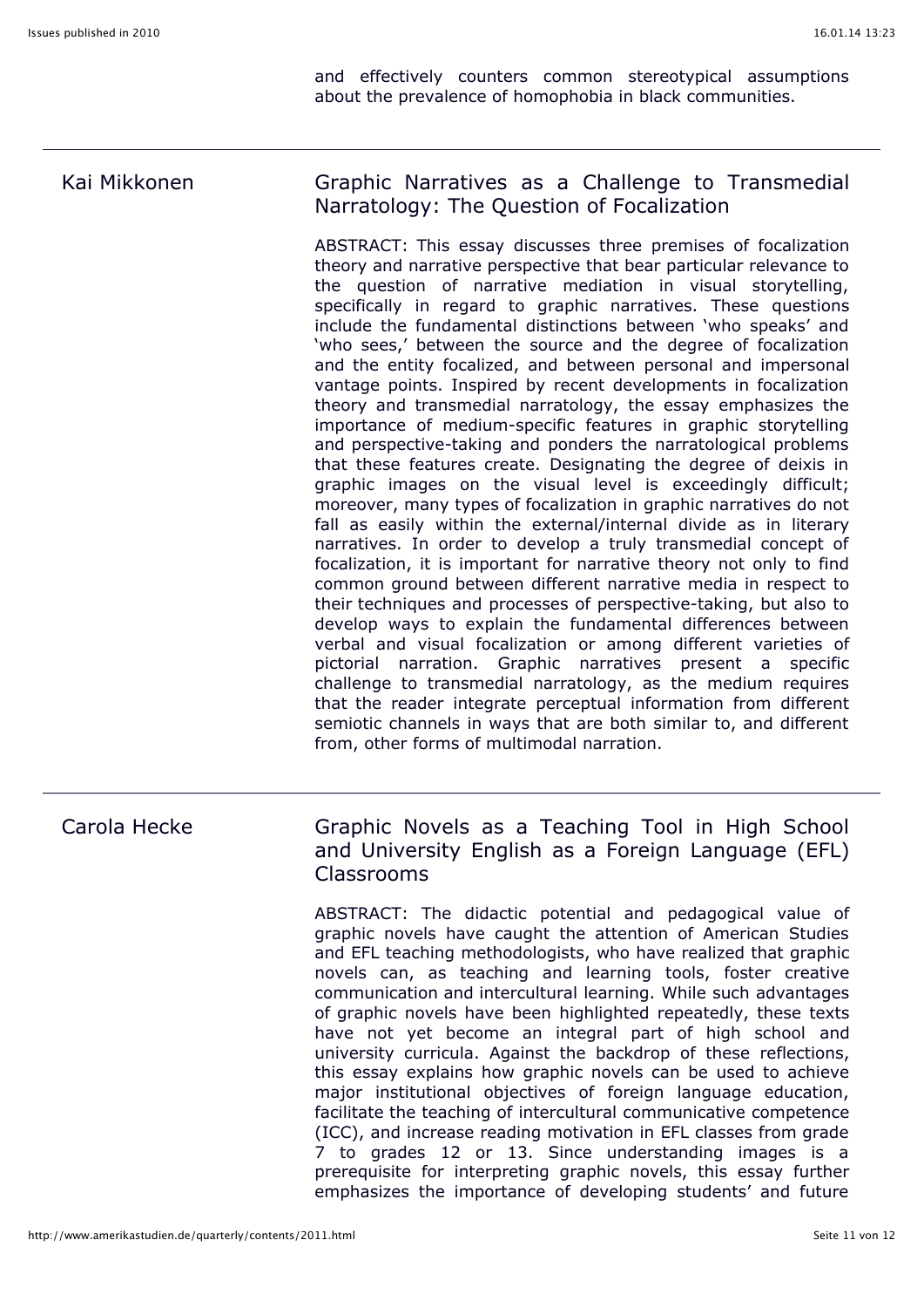and effectively counters common stereotypical assumptions about the prevalence of homophobia in black communities.

---

Kai Mikkonen

## Graphic Narratives as a Challenge to Transmedial Narratology: The Question of Focalization

ABSTRACT: This essay discusses three premises of focalization theory and narrative perspective that bear particular relevance to the question of narrative mediation in visual storytelling, specifically in regard to graphic narratives. These questions include the fundamental distinctions between 'who speaks' and 'who sees,' between the source and the degree of focalization and the entity focalized, and between personal and impersonal vantage points. Inspired by recent developments in focalization theory and transmedial narratology, the essay emphasizes the importance of medium-specific features in graphic storytelling and perspective-taking and ponders the narratological problems that these features create. Designating the degree of deixis in graphic images on the visual level is exceedingly difficult; moreover, many types of focalization in graphic narratives do not fall as easily within the external/internal divide as in literary narratives. In order to develop a truly transmedial concept of focalization, it is important for narrative theory not only to find common ground between different narrative media in respect to their techniques and processes of perspective-taking, but also to develop ways to explain the fundamental differences between verbal and visual focalization or among different varieties of pictorial narration. Graphic narratives present a specific challenge to transmedial narratology, as the medium requires that the reader integrate perceptual information from different semiotic channels in ways that are both similar to, and different from, other forms of multimodal narration.

---

Carola Hecke

## Graphic Novels as a Teaching Tool in High School and University English as a Foreign Language (EFL) Classrooms

ABSTRACT: The didactic potential and pedagogical value of graphic novels have caught the attention of American Studies and EFL teaching methodologists, who have realized that graphic novels can, as teaching and learning tools, foster creative communication and intercultural learning. While such advantages of graphic novels have been highlighted repeatedly, these texts have not yet become an integral part of high school and university curricula. Against the backdrop of these reflections, this essay explains how graphic novels can be used to achieve major institutional objectives of foreign language education, facilitate the teaching of intercultural communicative competence (ICC), and increase reading motivation in EFL classes from grade 7 to grades 12 or 13. Since understanding images is a prerequisite for interpreting graphic novels, this essay further emphasizes the importance of developing students' and future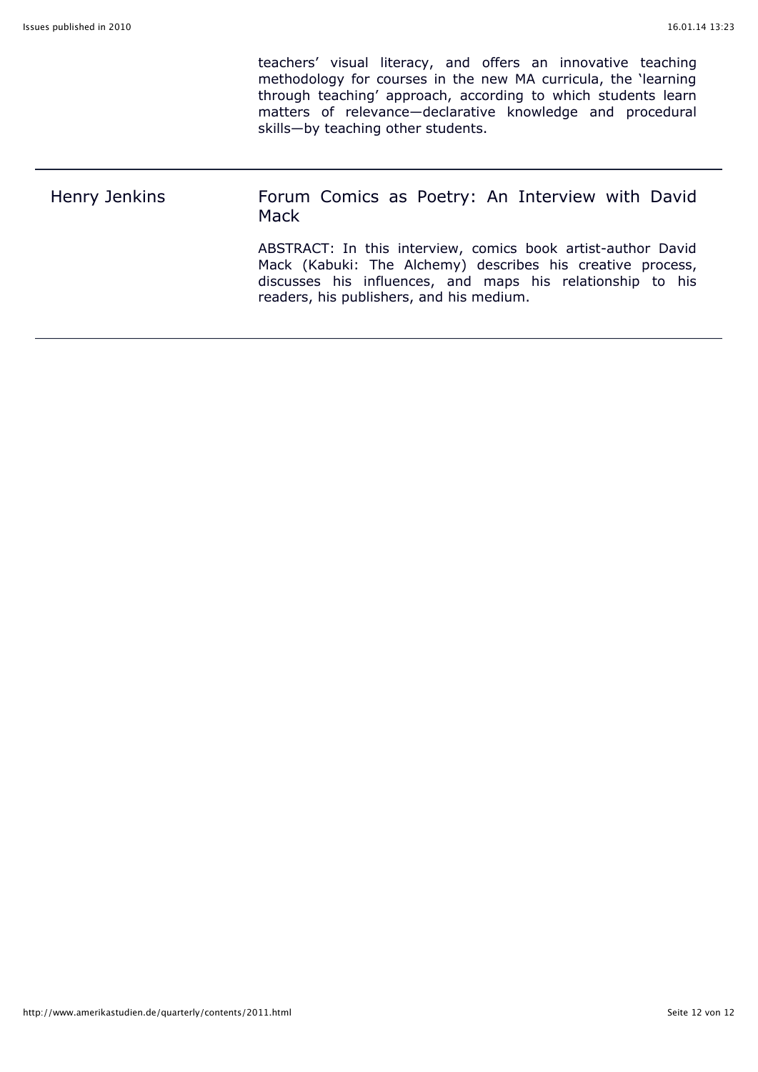teachers' visual literacy, and offers an innovative teaching methodology for courses in the new MA curricula, the 'learning through teaching' approach, according to which students learn matters of relevance—declarative knowledge and procedural skills—by teaching other students.

---

Henry Jenkins

Forum Comics as Poetry: An Interview with David Mack

ABSTRACT: In this interview, comics book artist-author David Mack (Kabuki: The Alchemy) describes his creative process, discusses his influences, and maps his relationship to his readers, his publishers, and his medium.

---